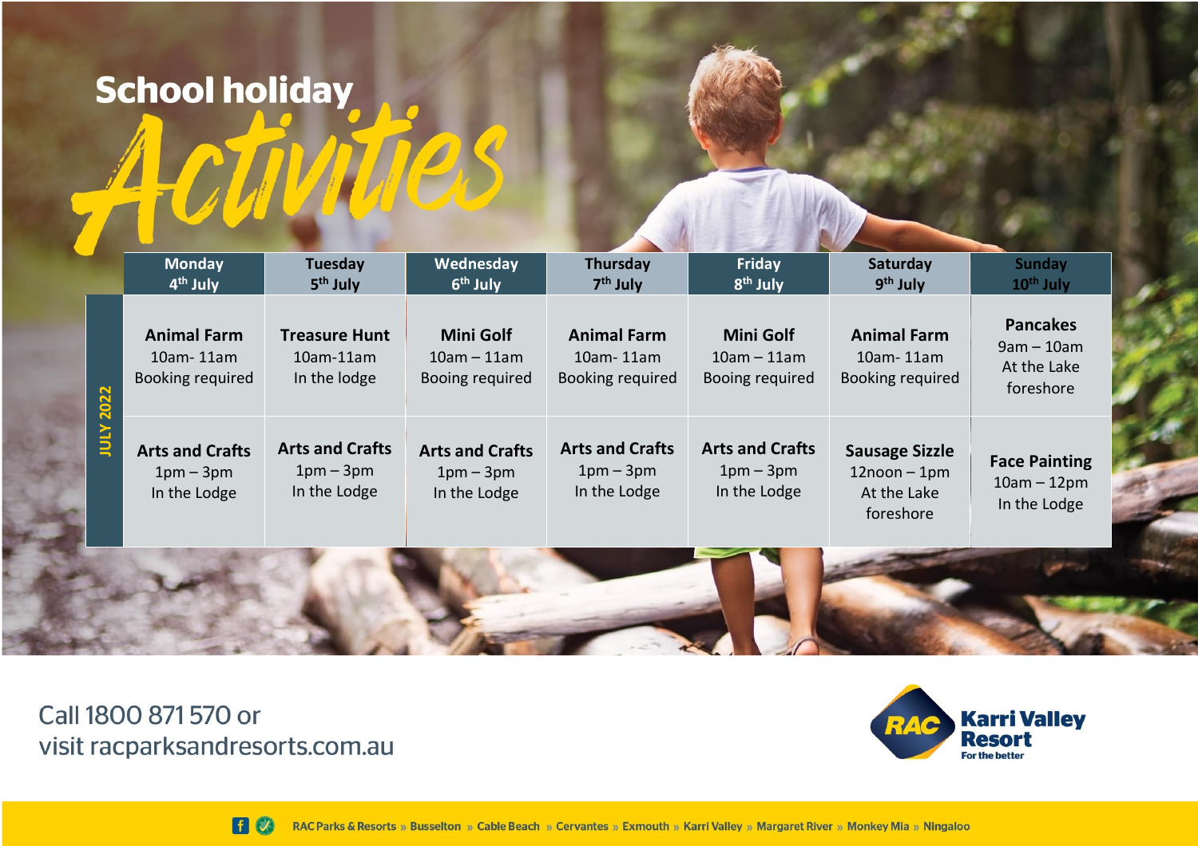# School holiday Activities

| JULY 2022 | Monday 4th July | Tuesday 5th July | Wednesday 6th July | Thursday 7th July | Friday 8th July | Saturday 9th July | Sunday 10th July |
|---|---|---|---|---|---|---|---|
| | **Animal Farm** 10am- 11am Booking required | **Treasure Hunt** 10am-11am In the lodge | **Mini Golf** 10am – 11am Booing required | **Animal Farm** 10am- 11am Booking required | **Mini Golf** 10am – 11am Booing required | **Animal Farm** 10am- 11am Booking required | **Pancakes** 9am – 10am At the Lake foreshore |
| | **Arts and Crafts** 1pm – 3pm In the Lodge | **Arts and Crafts** 1pm – 3pm In the Lodge | **Arts and Crafts** 1pm – 3pm In the Lodge | **Arts and Crafts** 1pm – 3pm In the Lodge | **Arts and Crafts** 1pm – 3pm In the Lodge | **Sausage Sizzle** 12noon – 1pm At the Lake foreshore | **Face Painting** 10am – 12pm In the Lodge |

Call 1800 871 570 or
visit racparksandresorts.com.au

RAC Karri Valley Resort
For the better

RAC Parks & Resorts » Busselton » Cable Beach » Cervantes » Exmouth » Karri Valley » Margaret River » Monkey Mia » Ningaloo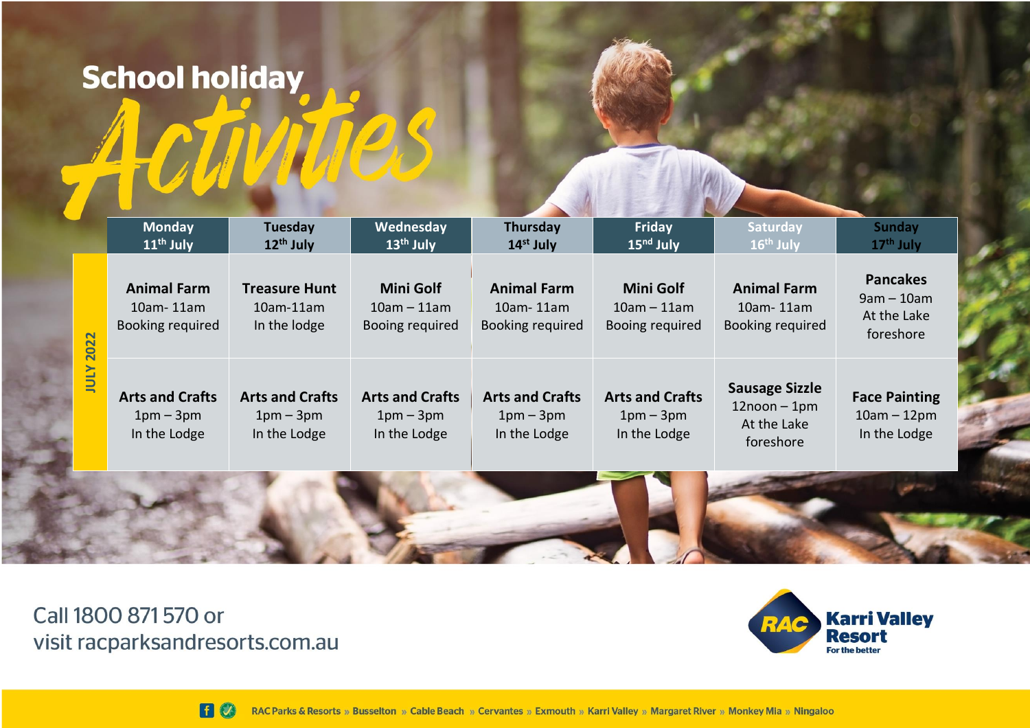# School holiday Activities

| JULY 2022 | Monday 11th July | Tuesday 12th July | Wednesday 13th July | Thursday 14st July | Friday 15nd July | Saturday 16th July | Sunday 17th July |
|---|---|---|---|---|---|---|---|
| | **Animal Farm** 10am- 11am Booking required | **Treasure Hunt** 10am-11am In the lodge | **Mini Golf** 10am – 11am Booing required | **Animal Farm** 10am- 11am Booking required | **Mini Golf** 10am – 11am Booing required | **Animal Farm** 10am- 11am Booking required | **Pancakes** 9am – 10am At the Lake foreshore |
| | **Arts and Crafts** 1pm – 3pm In the Lodge | **Arts and Crafts** 1pm – 3pm In the Lodge | **Arts and Crafts** 1pm – 3pm In the Lodge | **Arts and Crafts** 1pm – 3pm In the Lodge | **Arts and Crafts** 1pm – 3pm In the Lodge | **Sausage Sizzle** 12noon – 1pm At the Lake foreshore | **Face Painting** 10am – 12pm In the Lodge |

Call 1800 871 570 or
visit racparksandresorts.com.au

RAC Karri Valley Resort
For the better

RAC Parks & Resorts » Busselton » Cable Beach » Cervantes » Exmouth » Karri Valley » Margaret River » Monkey Mia » Ningaloo